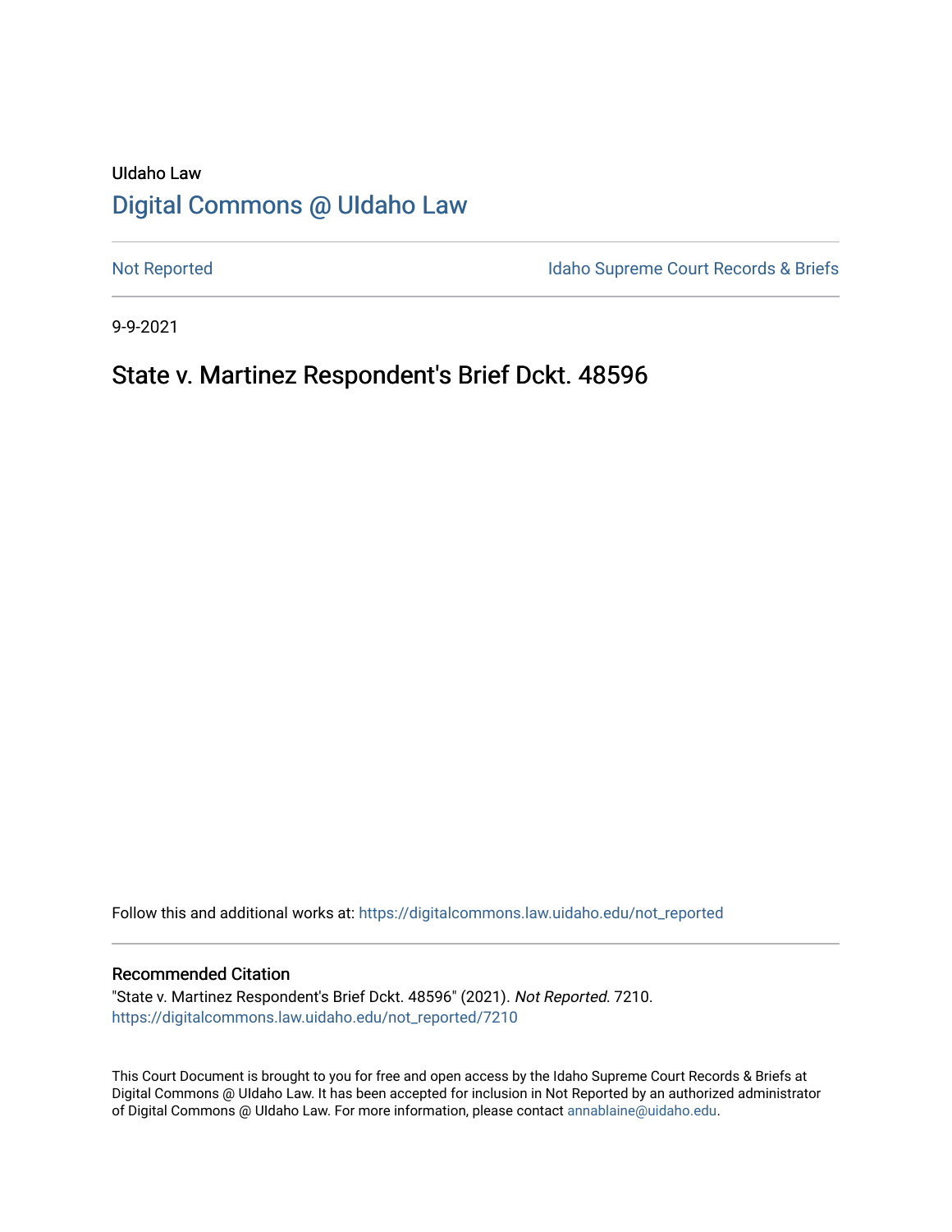UIdaho Law

# Digital Commons @ UIdaho Law

Not Reported

Idaho Supreme Court Records & Briefs

9-9-2021

## State v. Martinez Respondent's Brief Dckt. 48596

Follow this and additional works at: https://digitalcommons.law.uidaho.edu/not_reported

### Recommended Citation

"State v. Martinez Respondent's Brief Dckt. 48596" (2021). *Not Reported*. 7210.
https://digitalcommons.law.uidaho.edu/not_reported/7210

This Court Document is brought to you for free and open access by the Idaho Supreme Court Records & Briefs at Digital Commons @ UIdaho Law. It has been accepted for inclusion in Not Reported by an authorized administrator of Digital Commons @ UIdaho Law. For more information, please contact annablaine@uidaho.edu.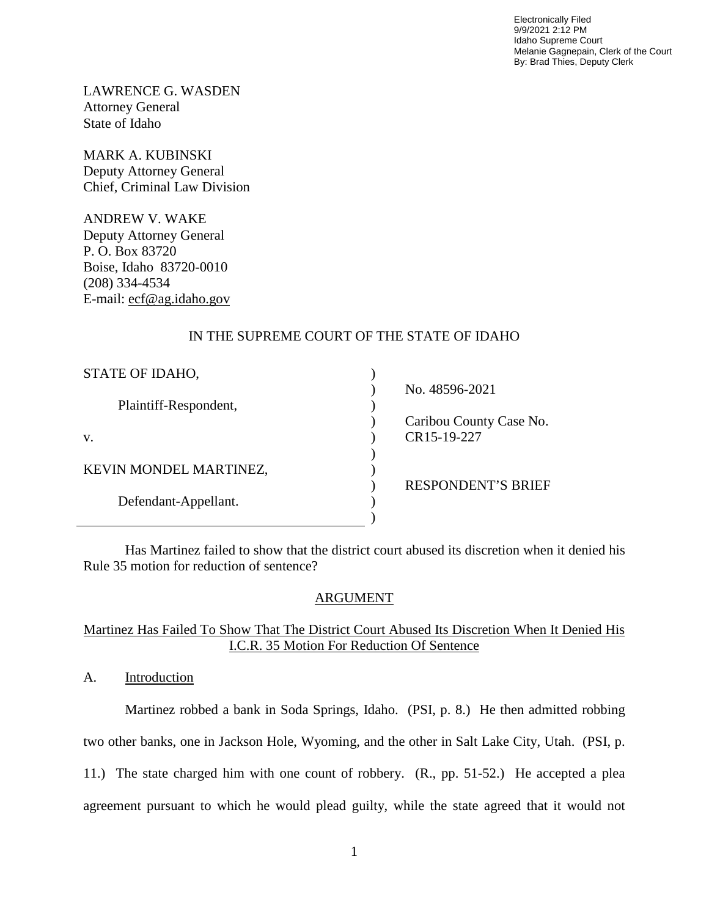Electronically Filed
9/9/2021 2:12 PM
Idaho Supreme Court
Melanie Gagnepain, Clerk of the Court
By: Brad Thies, Deputy Clerk

LAWRENCE G. WASDEN
Attorney General
State of Idaho

MARK A. KUBINSKI
Deputy Attorney General
Chief, Criminal Law Division

ANDREW V. WAKE
Deputy Attorney General
P. O. Box 83720
Boise, Idaho 83720-0010
(208) 334-4534
E-mail: ecf@ag.idaho.gov

IN THE SUPREME COURT OF THE STATE OF IDAHO

| | |
|---|---|
| STATE OF IDAHO, | ) |
| | ) No. 48596-2021 |
| Plaintiff-Respondent, | ) |
| | ) Caribou County Case No. |
| v. | ) CR15-19-227 |
| | ) |
| KEVIN MONDEL MARTINEZ, | ) |
| | ) RESPONDENT'S BRIEF |
| Defendant-Appellant. | ) |
| | ) |

Has Martinez failed to show that the district court abused its discretion when it denied his Rule 35 motion for reduction of sentence?

## ARGUMENT

### Martinez Has Failed To Show That The District Court Abused Its Discretion When It Denied His I.C.R. 35 Motion For Reduction Of Sentence

A. Introduction

Martinez robbed a bank in Soda Springs, Idaho. (PSI, p. 8.) He then admitted robbing two other banks, one in Jackson Hole, Wyoming, and the other in Salt Lake City, Utah. (PSI, p. 11.) The state charged him with one count of robbery. (R., pp. 51-52.) He accepted a plea agreement pursuant to which he would plead guilty, while the state agreed that it would not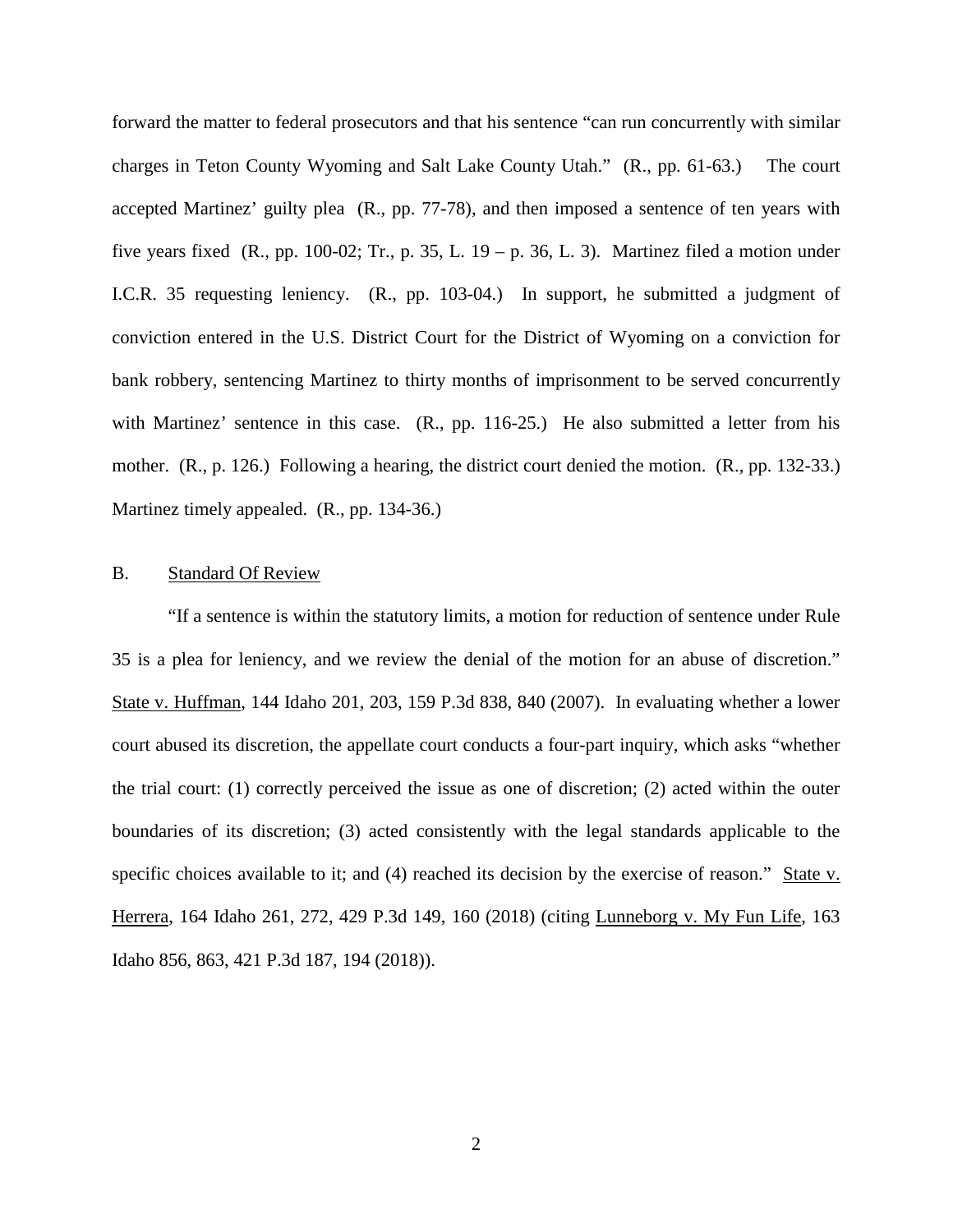forward the matter to federal prosecutors and that his sentence "can run concurrently with similar charges in Teton County Wyoming and Salt Lake County Utah." (R., pp. 61-63.) The court accepted Martinez' guilty plea (R., pp. 77-78), and then imposed a sentence of ten years with five years fixed (R., pp. 100-02; Tr., p. 35, L. 19 – p. 36, L. 3). Martinez filed a motion under I.C.R. 35 requesting leniency. (R., pp. 103-04.) In support, he submitted a judgment of conviction entered in the U.S. District Court for the District of Wyoming on a conviction for bank robbery, sentencing Martinez to thirty months of imprisonment to be served concurrently with Martinez' sentence in this case. (R., pp. 116-25.) He also submitted a letter from his mother. (R., p. 126.) Following a hearing, the district court denied the motion. (R., pp. 132-33.) Martinez timely appealed. (R., pp. 134-36.)

## B. Standard Of Review

"If a sentence is within the statutory limits, a motion for reduction of sentence under Rule 35 is a plea for leniency, and we review the denial of the motion for an abuse of discretion." State v. Huffman, 144 Idaho 201, 203, 159 P.3d 838, 840 (2007). In evaluating whether a lower court abused its discretion, the appellate court conducts a four-part inquiry, which asks "whether the trial court: (1) correctly perceived the issue as one of discretion; (2) acted within the outer boundaries of its discretion; (3) acted consistently with the legal standards applicable to the specific choices available to it; and (4) reached its decision by the exercise of reason." State v. Herrera, 164 Idaho 261, 272, 429 P.3d 149, 160 (2018) (citing Lunneborg v. My Fun Life, 163 Idaho 856, 863, 421 P.3d 187, 194 (2018)).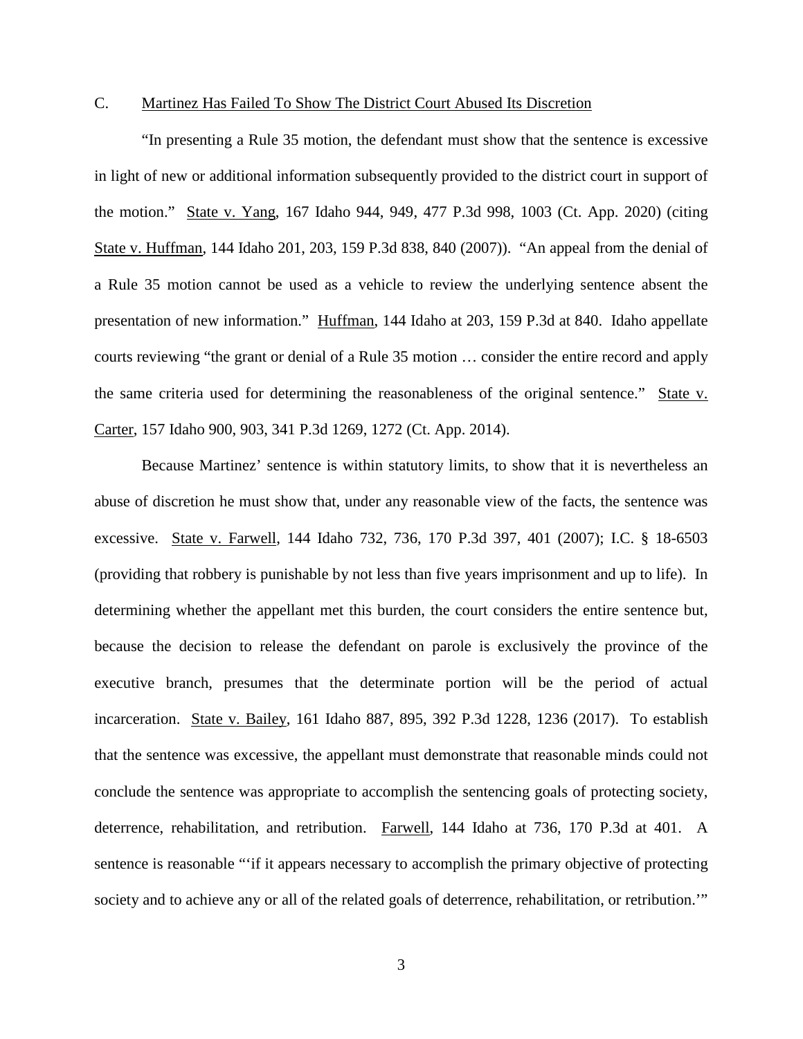C. Martinez Has Failed To Show The District Court Abused Its Discretion

"In presenting a Rule 35 motion, the defendant must show that the sentence is excessive in light of new or additional information subsequently provided to the district court in support of the motion." State v. Yang, 167 Idaho 944, 949, 477 P.3d 998, 1003 (Ct. App. 2020) (citing State v. Huffman, 144 Idaho 201, 203, 159 P.3d 838, 840 (2007)). "An appeal from the denial of a Rule 35 motion cannot be used as a vehicle to review the underlying sentence absent the presentation of new information." Huffman, 144 Idaho at 203, 159 P.3d at 840. Idaho appellate courts reviewing "the grant or denial of a Rule 35 motion … consider the entire record and apply the same criteria used for determining the reasonableness of the original sentence." State v. Carter, 157 Idaho 900, 903, 341 P.3d 1269, 1272 (Ct. App. 2014).

Because Martinez' sentence is within statutory limits, to show that it is nevertheless an abuse of discretion he must show that, under any reasonable view of the facts, the sentence was excessive. State v. Farwell, 144 Idaho 732, 736, 170 P.3d 397, 401 (2007); I.C. § 18-6503 (providing that robbery is punishable by not less than five years imprisonment and up to life). In determining whether the appellant met this burden, the court considers the entire sentence but, because the decision to release the defendant on parole is exclusively the province of the executive branch, presumes that the determinate portion will be the period of actual incarceration. State v. Bailey, 161 Idaho 887, 895, 392 P.3d 1228, 1236 (2017). To establish that the sentence was excessive, the appellant must demonstrate that reasonable minds could not conclude the sentence was appropriate to accomplish the sentencing goals of protecting society, deterrence, rehabilitation, and retribution. Farwell, 144 Idaho at 736, 170 P.3d at 401. A sentence is reasonable "'if it appears necessary to accomplish the primary objective of protecting society and to achieve any or all of the related goals of deterrence, rehabilitation, or retribution.'"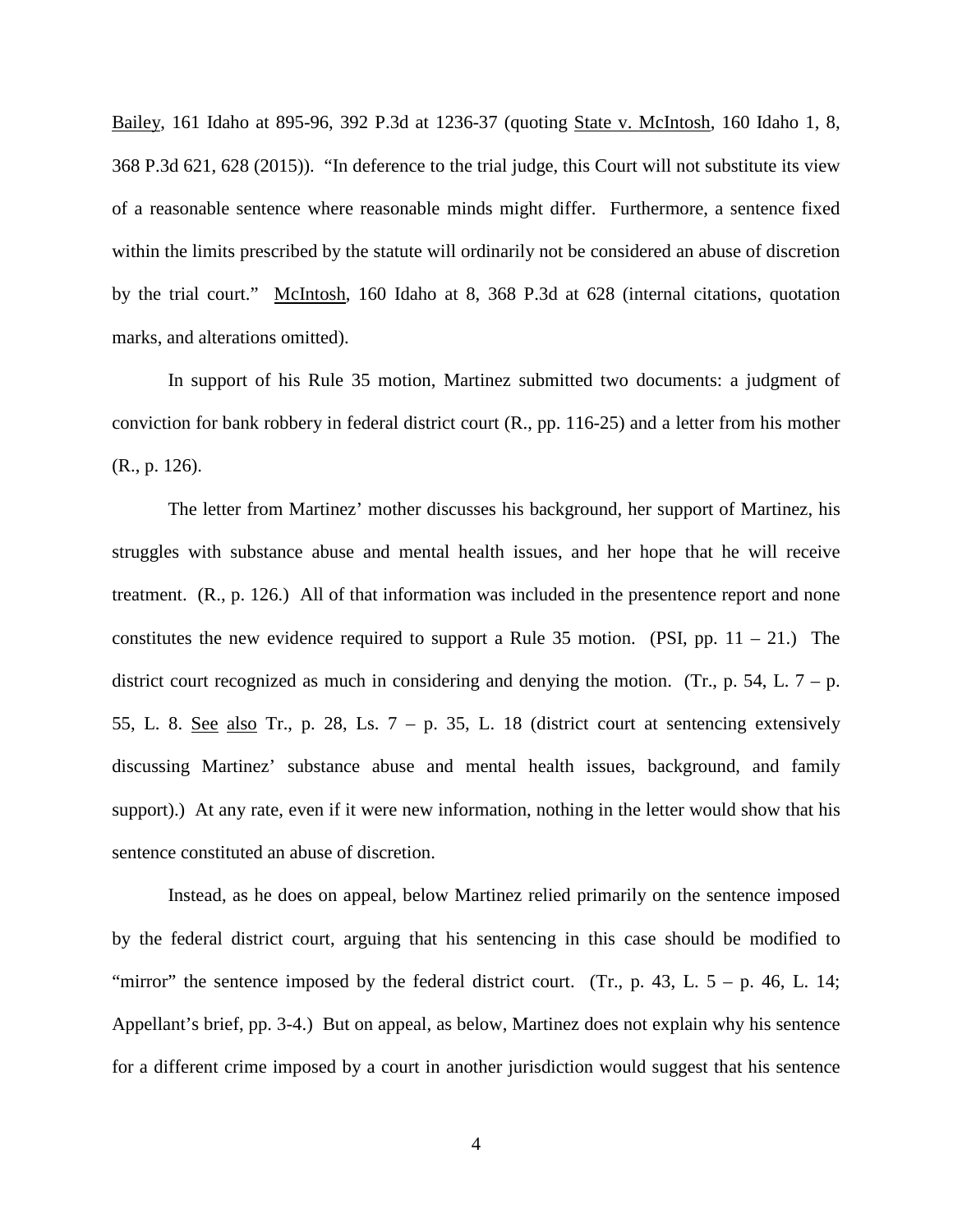Bailey, 161 Idaho at 895-96, 392 P.3d at 1236-37 (quoting State v. McIntosh, 160 Idaho 1, 8, 368 P.3d 621, 628 (2015)). "In deference to the trial judge, this Court will not substitute its view of a reasonable sentence where reasonable minds might differ. Furthermore, a sentence fixed within the limits prescribed by the statute will ordinarily not be considered an abuse of discretion by the trial court." McIntosh, 160 Idaho at 8, 368 P.3d at 628 (internal citations, quotation marks, and alterations omitted).

In support of his Rule 35 motion, Martinez submitted two documents: a judgment of conviction for bank robbery in federal district court (R., pp. 116-25) and a letter from his mother (R., p. 126).

The letter from Martinez' mother discusses his background, her support of Martinez, his struggles with substance abuse and mental health issues, and her hope that he will receive treatment. (R., p. 126.) All of that information was included in the presentence report and none constitutes the new evidence required to support a Rule 35 motion. (PSI, pp. 11 – 21.) The district court recognized as much in considering and denying the motion. (Tr., p. 54, L. 7 – p. 55, L. 8. See also Tr., p. 28, Ls. 7 – p. 35, L. 18 (district court at sentencing extensively discussing Martinez' substance abuse and mental health issues, background, and family support).) At any rate, even if it were new information, nothing in the letter would show that his sentence constituted an abuse of discretion.

Instead, as he does on appeal, below Martinez relied primarily on the sentence imposed by the federal district court, arguing that his sentencing in this case should be modified to "mirror" the sentence imposed by the federal district court. (Tr., p. 43, L. 5 – p. 46, L. 14; Appellant's brief, pp. 3-4.) But on appeal, as below, Martinez does not explain why his sentence for a different crime imposed by a court in another jurisdiction would suggest that his sentence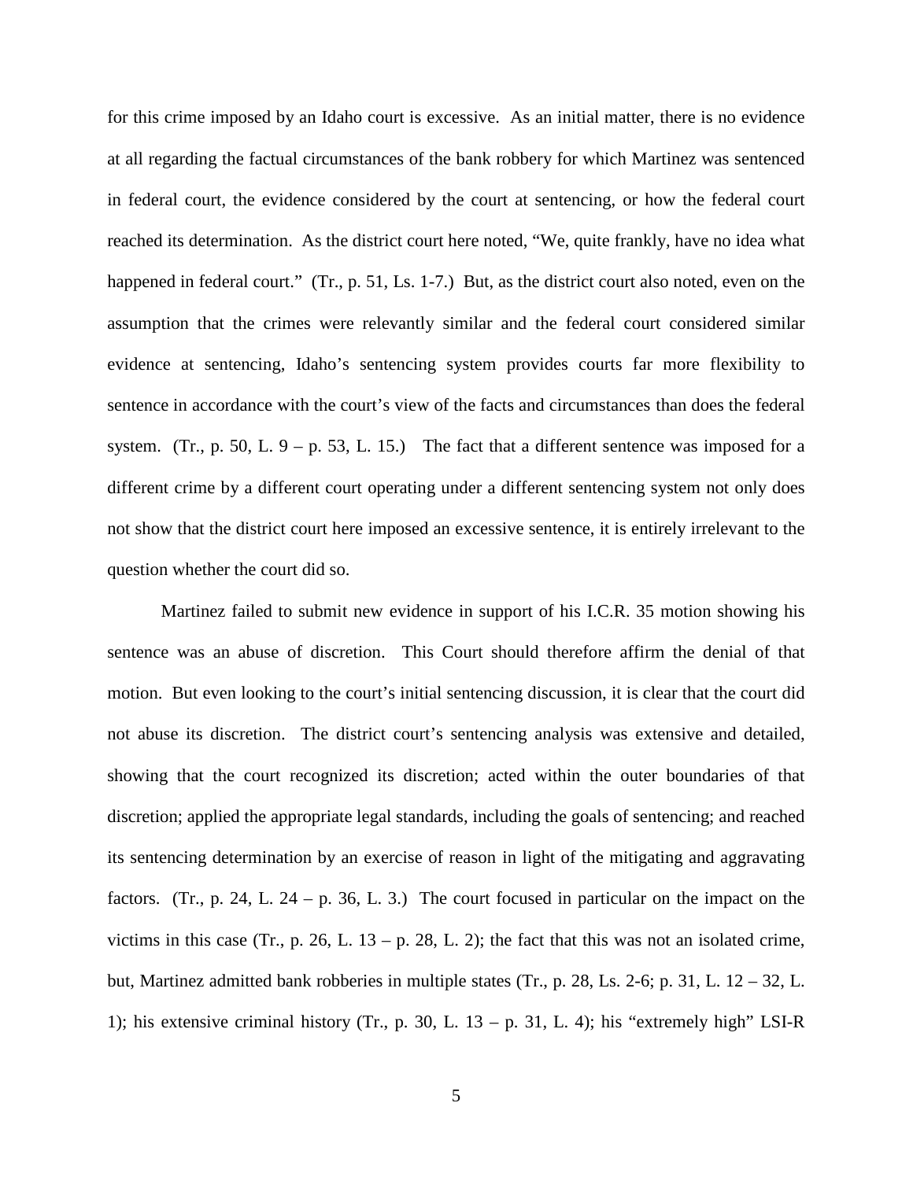for this crime imposed by an Idaho court is excessive. As an initial matter, there is no evidence at all regarding the factual circumstances of the bank robbery for which Martinez was sentenced in federal court, the evidence considered by the court at sentencing, or how the federal court reached its determination. As the district court here noted, "We, quite frankly, have no idea what happened in federal court." (Tr., p. 51, Ls. 1-7.) But, as the district court also noted, even on the assumption that the crimes were relevantly similar and the federal court considered similar evidence at sentencing, Idaho's sentencing system provides courts far more flexibility to sentence in accordance with the court's view of the facts and circumstances than does the federal system. (Tr., p. 50, L. 9 – p. 53, L. 15.) The fact that a different sentence was imposed for a different crime by a different court operating under a different sentencing system not only does not show that the district court here imposed an excessive sentence, it is entirely irrelevant to the question whether the court did so.

Martinez failed to submit new evidence in support of his I.C.R. 35 motion showing his sentence was an abuse of discretion. This Court should therefore affirm the denial of that motion. But even looking to the court's initial sentencing discussion, it is clear that the court did not abuse its discretion. The district court's sentencing analysis was extensive and detailed, showing that the court recognized its discretion; acted within the outer boundaries of that discretion; applied the appropriate legal standards, including the goals of sentencing; and reached its sentencing determination by an exercise of reason in light of the mitigating and aggravating factors. (Tr., p. 24, L. 24 – p. 36, L. 3.) The court focused in particular on the impact on the victims in this case (Tr., p. 26, L. 13 – p. 28, L. 2); the fact that this was not an isolated crime, but, Martinez admitted bank robberies in multiple states (Tr., p. 28, Ls. 2-6; p. 31, L. 12 – 32, L. 1); his extensive criminal history (Tr., p. 30, L. 13 – p. 31, L. 4); his "extremely high" LSI-R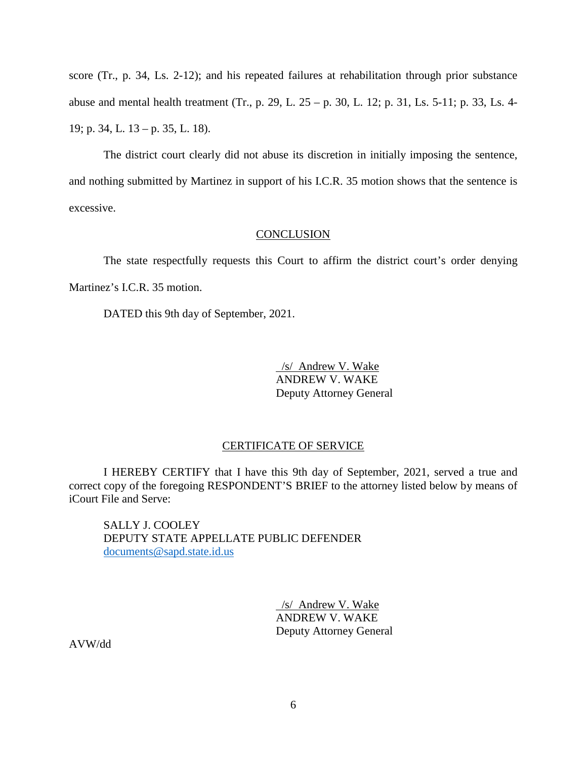score (Tr., p. 34, Ls. 2-12); and his repeated failures at rehabilitation through prior substance abuse and mental health treatment (Tr., p. 29, L. 25 – p. 30, L. 12; p. 31, Ls. 5-11; p. 33, Ls. 4-19; p. 34, L. 13 – p. 35, L. 18).

The district court clearly did not abuse its discretion in initially imposing the sentence, and nothing submitted by Martinez in support of his I.C.R. 35 motion shows that the sentence is excessive.

## CONCLUSION

The state respectfully requests this Court to affirm the district court's order denying Martinez's I.C.R. 35 motion.

DATED this 9th day of September, 2021.

/s/ Andrew V. Wake
ANDREW V. WAKE
Deputy Attorney General

## CERTIFICATE OF SERVICE

I HEREBY CERTIFY that I have this 9th day of September, 2021, served a true and correct copy of the foregoing RESPONDENT'S BRIEF to the attorney listed below by means of iCourt File and Serve:

SALLY J. COOLEY
DEPUTY STATE APPELLATE PUBLIC DEFENDER
documents@sapd.state.id.us

/s/ Andrew V. Wake
ANDREW V. WAKE
Deputy Attorney General

AVW/dd